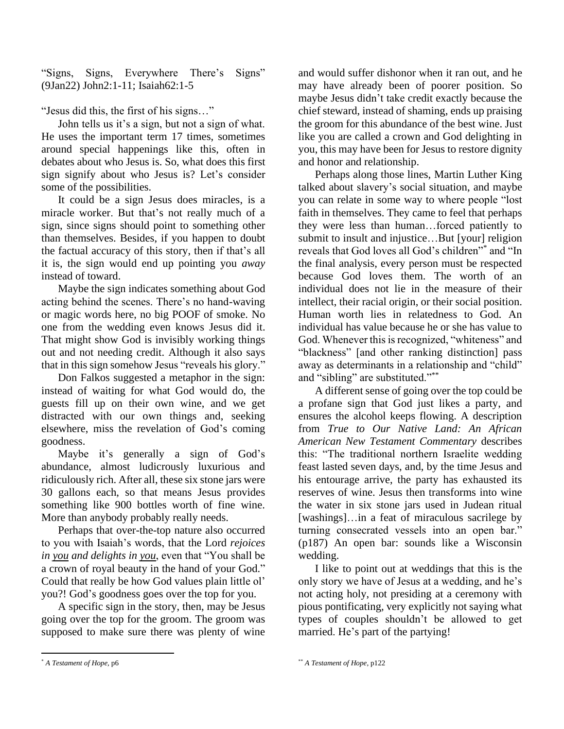“Signs, Signs, Everywhere There’s Signs” (9Jan22) John2:1-11; Isaiah62:1-5

“Jesus did this, the first of his signs…”

John tells us it’s a sign, but not a sign of what. He uses the important term 17 times, sometimes around special happenings like this, often in debates about who Jesus is. So, what does this first sign signify about who Jesus is? Let’s consider some of the possibilities.

It could be a sign Jesus does miracles, is a miracle worker. But that’s not really much of a sign, since signs should point to something other than themselves. Besides, if you happen to doubt the factual accuracy of this story, then if that’s all it is, the sign would end up pointing you *away* instead of toward.

Maybe the sign indicates something about God acting behind the scenes. There’s no hand-waving or magic words here, no big POOF of smoke. No one from the wedding even knows Jesus did it. That might show God is invisibly working things out and not needing credit. Although it also says that in this sign somehow Jesus “reveals his glory.”

Don Falkos suggested a metaphor in the sign: instead of waiting for what God would do, the guests fill up on their own wine, and we get distracted with our own things and, seeking elsewhere, miss the revelation of God’s coming goodness.

Maybe it’s generally a sign of God’s abundance, almost ludicrously luxurious and ridiculously rich. After all, these six stone jars were 30 gallons each, so that means Jesus provides something like 900 bottles worth of fine wine. More than anybody probably really needs.

Perhaps that over-the-top nature also occurred to you with Isaiah’s words, that the Lord *rejoices in you and delights in you*, even that “You shall be a crown of royal beauty in the hand of your God.” Could that really be how God values plain little ol’ you?! God’s goodness goes over the top for you.

A specific sign in the story, then, may be Jesus going over the top for the groom. The groom was supposed to make sure there was plenty of wine and would suffer dishonor when it ran out, and he may have already been of poorer position. So maybe Jesus didn’t take credit exactly because the chief steward, instead of shaming, ends up praising the groom for this abundance of the best wine. Just like you are called a crown and God delighting in you, this may have been for Jesus to restore dignity and honor and relationship.

Perhaps along those lines, Martin Luther King talked about slavery’s social situation, and maybe you can relate in some way to where people “lost faith in themselves. They came to feel that perhaps they were less than human…forced patiently to submit to insult and injustice…But [your] religion reveals that God loves all God’s children”[*] and “In the final analysis, every person must be respected because God loves them. The worth of an individual does not lie in the measure of their intellect, their racial origin, or their social position. Human worth lies in relatedness to God. An individual has value because he or she has value to God. Whenever this is recognized, “whiteness” and “blackness” [and other ranking distinction] pass away as determinants in a relationship and “child” and “sibling” are substituted.”[**]

A different sense of going over the top could be a profane sign that God just likes a party, and ensures the alcohol keeps flowing. A description from *True to Our Native Land: An African American New Testament Commentary* describes this: “The traditional northern Israelite wedding feast lasted seven days, and, by the time Jesus and his entourage arrive, the party has exhausted its reserves of wine. Jesus then transforms into wine the water in six stone jars used in Judean ritual [washings]…in a feat of miraculous sacrilege by turning consecrated vessels into an open bar.” (p187) An open bar: sounds like a Wisconsin wedding.

I like to point out at weddings that this is the only story we have of Jesus at a wedding, and he’s not acting holy, not presiding at a ceremony with pious pontificating, very explicitly not saying what types of couples shouldn’t be allowed to get married. He’s part of the partying!

[*] *A Testament of Hope*, p6

[**] *A Testament of Hope*, p122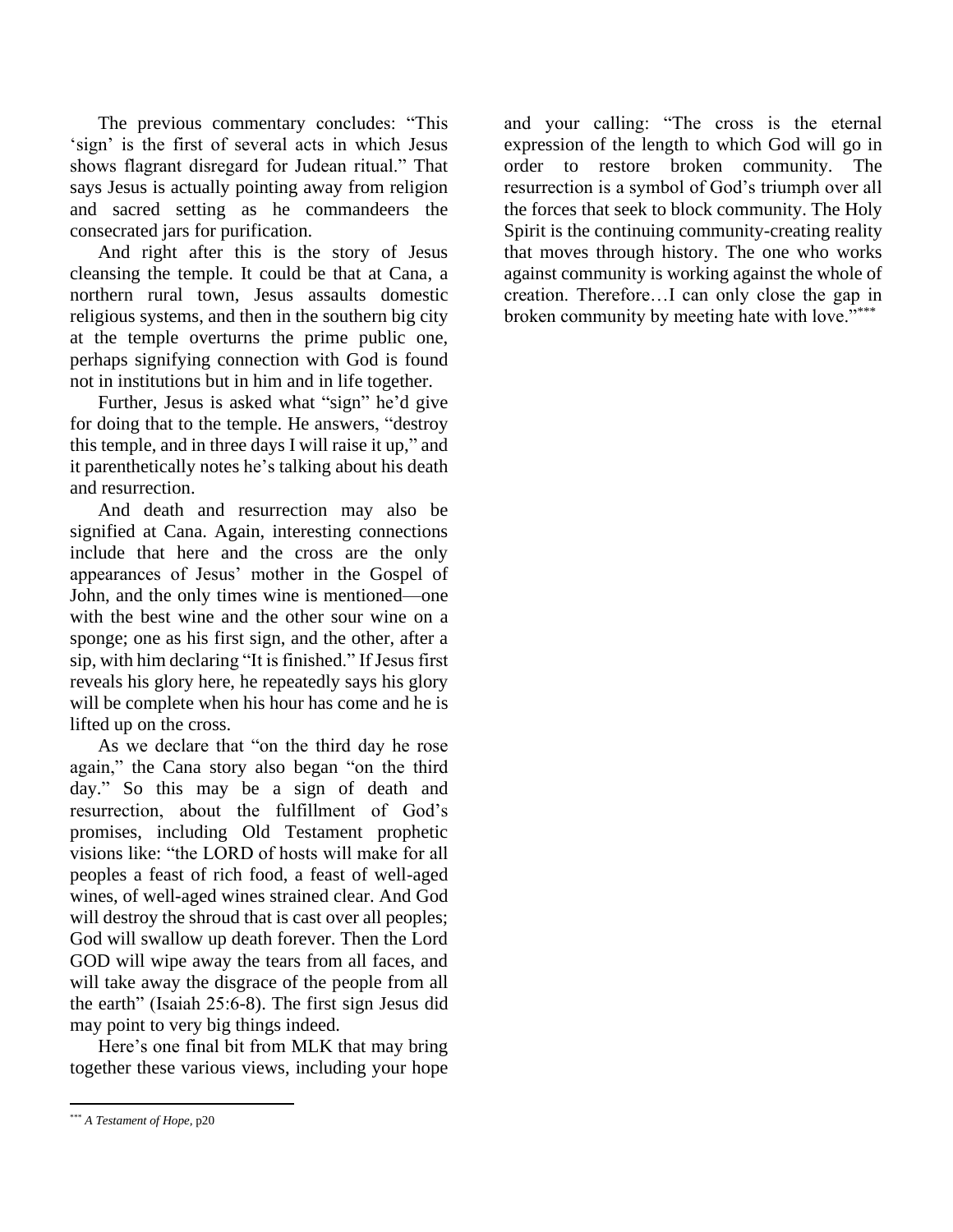The previous commentary concludes: "This 'sign' is the first of several acts in which Jesus shows flagrant disregard for Judean ritual." That says Jesus is actually pointing away from religion and sacred setting as he commandeers the consecrated jars for purification.

And right after this is the story of Jesus cleansing the temple. It could be that at Cana, a northern rural town, Jesus assaults domestic religious systems, and then in the southern big city at the temple overturns the prime public one, perhaps signifying connection with God is found not in institutions but in him and in life together.

Further, Jesus is asked what "sign" he'd give for doing that to the temple. He answers, "destroy this temple, and in three days I will raise it up," and it parenthetically notes he's talking about his death and resurrection.

And death and resurrection may also be signified at Cana. Again, interesting connections include that here and the cross are the only appearances of Jesus' mother in the Gospel of John, and the only times wine is mentioned—one with the best wine and the other sour wine on a sponge; one as his first sign, and the other, after a sip, with him declaring "It is finished." If Jesus first reveals his glory here, he repeatedly says his glory will be complete when his hour has come and he is lifted up on the cross.

As we declare that "on the third day he rose again," the Cana story also began "on the third day." So this may be a sign of death and resurrection, about the fulfillment of God's promises, including Old Testament prophetic visions like: "the LORD of hosts will make for all peoples a feast of rich food, a feast of well-aged wines, of well-aged wines strained clear. And God will destroy the shroud that is cast over all peoples; God will swallow up death forever. Then the Lord GOD will wipe away the tears from all faces, and will take away the disgrace of the people from all the earth" (Isaiah 25:6-8). The first sign Jesus did may point to very big things indeed.

Here's one final bit from MLK that may bring together these various views, including your hope and your calling: "The cross is the eternal expression of the length to which God will go in order to restore broken community. The resurrection is a symbol of God's triumph over all the forces that seek to block community. The Holy Spirit is the continuing community-creating reality that moves through history. The one who works against community is working against the whole of creation. Therefore…I can only close the gap in broken community by meeting hate with love."[***]

---

[***] *A Testament of Hope,* p20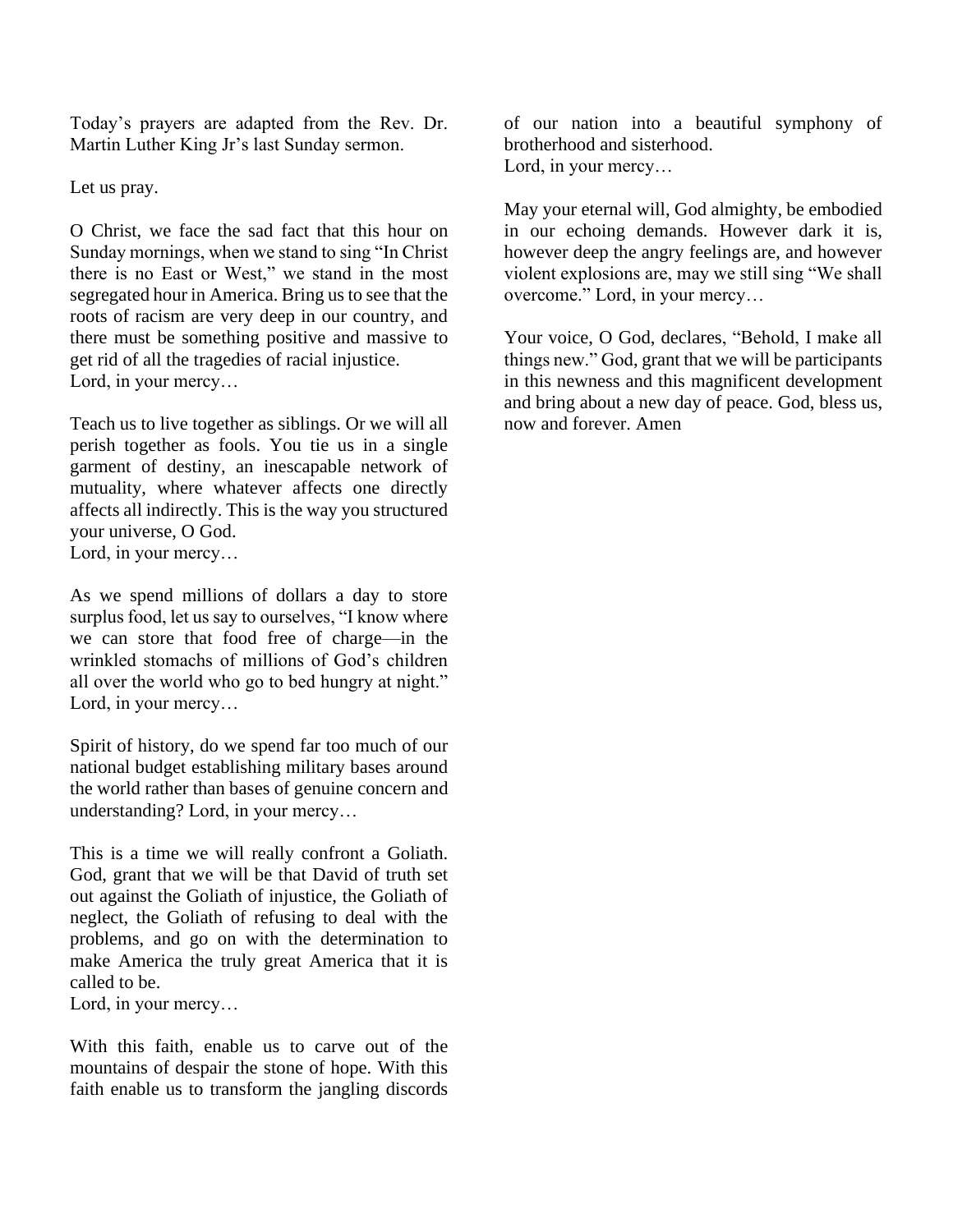Today's prayers are adapted from the Rev. Dr. Martin Luther King Jr's last Sunday sermon.

Let us pray.

O Christ, we face the sad fact that this hour on Sunday mornings, when we stand to sing "In Christ there is no East or West," we stand in the most segregated hour in America. Bring us to see that the roots of racism are very deep in our country, and there must be something positive and massive to get rid of all the tragedies of racial injustice.
Lord, in your mercy…

Teach us to live together as siblings. Or we will all perish together as fools. You tie us in a single garment of destiny, an inescapable network of mutuality, where whatever affects one directly affects all indirectly. This is the way you structured your universe, O God.
Lord, in your mercy…

As we spend millions of dollars a day to store surplus food, let us say to ourselves, "I know where we can store that food free of charge—in the wrinkled stomachs of millions of God's children all over the world who go to bed hungry at night."
Lord, in your mercy…

Spirit of history, do we spend far too much of our national budget establishing military bases around the world rather than bases of genuine concern and understanding? Lord, in your mercy…

This is a time we will really confront a Goliath. God, grant that we will be that David of truth set out against the Goliath of injustice, the Goliath of neglect, the Goliath of refusing to deal with the problems, and go on with the determination to make America the truly great America that it is called to be.
Lord, in your mercy…

With this faith, enable us to carve out of the mountains of despair the stone of hope. With this faith enable us to transform the jangling discords of our nation into a beautiful symphony of brotherhood and sisterhood.
Lord, in your mercy…

May your eternal will, God almighty, be embodied in our echoing demands. However dark it is, however deep the angry feelings are, and however violent explosions are, may we still sing "We shall overcome." Lord, in your mercy…

Your voice, O God, declares, "Behold, I make all things new." God, grant that we will be participants in this newness and this magnificent development and bring about a new day of peace. God, bless us, now and forever. Amen